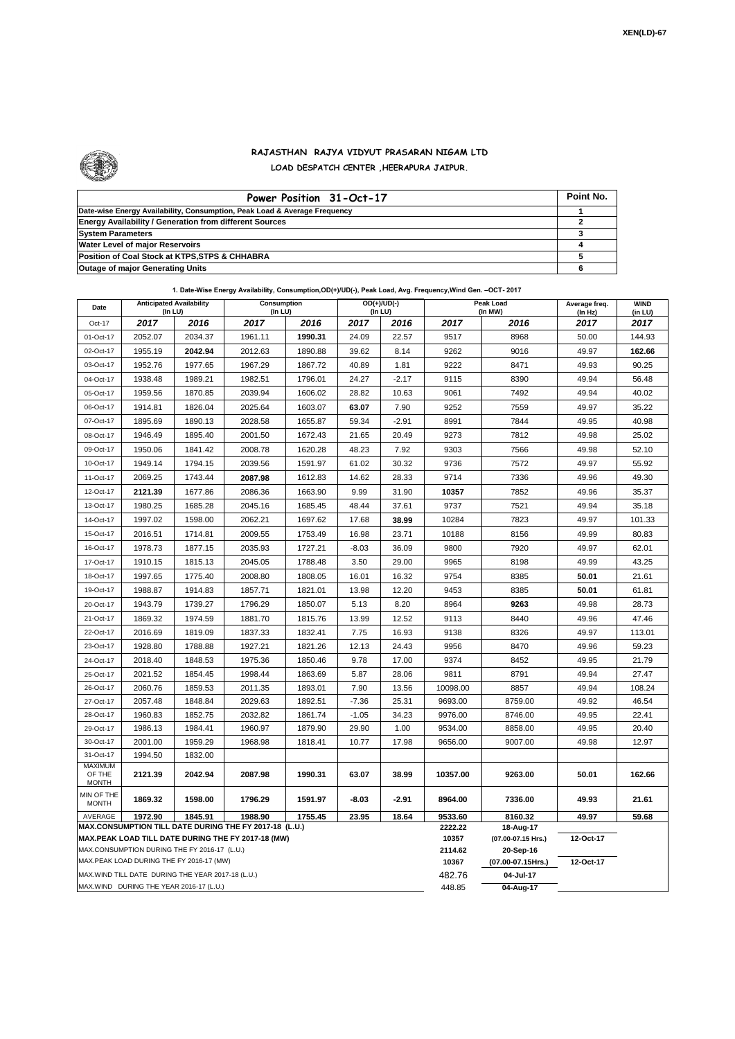XEN(LD)-67

# RAJASTHAN RAJYA VIDYUT PRASARAN NIGAM LTD

## LOAD DESPATCH CENTER ,HEERAPURA JAIPUR.

| Power Position 31-Oct-17 | Point No. |
|---|---|
| Date-wise Energy Availability, Consumption, Peak Load & Average Frequency | 1 |
| Energy Availability / Generation from different Sources | 2 |
| System Parameters | 3 |
| Water Level of major Reservoirs | 4 |
| Position of Coal Stock at KTPS,STPS & CHHABRA | 5 |
| Outage of major Generating Units | 6 |

**1. Date-Wise Energy Availability, Consumption,OD(+)/UD(-), Peak Load, Avg. Frequency,Wind Gen. –OCT- 2017**

| Date | Anticipated Availability (In LU) | | Consumption (In LU) | | OD(+)/UD(-) (In LU) | | Peak Load (In MW) | | Average freq. (In Hz) | WIND (in LU) |
|---|---|---|---|---|---|---|---|---|---|---|
| Oct-17 | 2017 | 2016 | 2017 | 2016 | 2017 | 2016 | 2017 | 2016 | 2017 | 2017 |
| 01-Oct-17 | 2052.07 | 2034.37 | 1961.11 | 1990.31 | 24.09 | 22.57 | 9517 | 8968 | 50.00 | 144.93 |
| 02-Oct-17 | 1955.19 | 2042.94 | 2012.63 | 1890.88 | 39.62 | 8.14 | 9262 | 9016 | 49.97 | 162.66 |
| 03-Oct-17 | 1952.76 | 1977.65 | 1967.29 | 1867.72 | 40.89 | 1.81 | 9222 | 8471 | 49.93 | 90.25 |
| 04-Oct-17 | 1938.48 | 1989.21 | 1982.51 | 1796.01 | 24.27 | -2.17 | 9115 | 8390 | 49.94 | 56.48 |
| 05-Oct-17 | 1959.56 | 1870.85 | 2039.94 | 1606.02 | 28.82 | 10.63 | 9061 | 7492 | 49.94 | 40.02 |
| 06-Oct-17 | 1914.81 | 1826.04 | 2025.64 | 1603.07 | 63.07 | 7.90 | 9252 | 7559 | 49.97 | 35.22 |
| 07-Oct-17 | 1895.69 | 1890.13 | 2028.58 | 1655.87 | 59.34 | -2.91 | 8991 | 7844 | 49.95 | 40.98 |
| 08-Oct-17 | 1946.49 | 1895.40 | 2001.50 | 1672.43 | 21.65 | 20.49 | 9273 | 7812 | 49.98 | 25.02 |
| 09-Oct-17 | 1950.06 | 1841.42 | 2008.78 | 1620.28 | 48.23 | 7.92 | 9303 | 7566 | 49.98 | 52.10 |
| 10-Oct-17 | 1949.14 | 1794.15 | 2039.56 | 1591.97 | 61.02 | 30.32 | 9736 | 7572 | 49.97 | 55.92 |
| 11-Oct-17 | 2069.25 | 1743.44 | 2087.98 | 1612.83 | 14.62 | 28.33 | 9714 | 7336 | 49.96 | 49.30 |
| 12-Oct-17 | 2121.39 | 1677.86 | 2086.36 | 1663.90 | 9.99 | 31.90 | 10357 | 7852 | 49.96 | 35.37 |
| 13-Oct-17 | 1980.25 | 1685.28 | 2045.16 | 1685.45 | 48.44 | 37.61 | 9737 | 7521 | 49.94 | 35.18 |
| 14-Oct-17 | 1997.02 | 1598.00 | 2062.21 | 1697.62 | 17.68 | 38.99 | 10284 | 7823 | 49.97 | 101.33 |
| 15-Oct-17 | 2016.51 | 1714.81 | 2009.55 | 1753.49 | 16.98 | 23.71 | 10188 | 8156 | 49.99 | 80.83 |
| 16-Oct-17 | 1978.73 | 1877.15 | 2035.93 | 1727.21 | -8.03 | 36.09 | 9800 | 7920 | 49.97 | 62.01 |
| 17-Oct-17 | 1910.15 | 1815.13 | 2045.05 | 1788.48 | 3.50 | 29.00 | 9965 | 8198 | 49.99 | 43.25 |
| 18-Oct-17 | 1997.65 | 1775.40 | 2008.80 | 1808.05 | 16.01 | 16.32 | 9754 | 8385 | 50.01 | 21.61 |
| 19-Oct-17 | 1988.87 | 1914.83 | 1857.71 | 1821.01 | 13.98 | 12.20 | 9453 | 8385 | 50.01 | 61.81 |
| 20-Oct-17 | 1943.79 | 1739.27 | 1796.29 | 1850.07 | 5.13 | 8.20 | 8964 | 9263 | 49.98 | 28.73 |
| 21-Oct-17 | 1869.32 | 1974.59 | 1881.70 | 1815.76 | 13.99 | 12.52 | 9113 | 8440 | 49.96 | 47.46 |
| 22-Oct-17 | 2016.69 | 1819.09 | 1837.33 | 1832.41 | 7.75 | 16.93 | 9138 | 8326 | 49.97 | 113.01 |
| 23-Oct-17 | 1928.80 | 1788.88 | 1927.21 | 1821.26 | 12.13 | 24.43 | 9956 | 8470 | 49.96 | 59.23 |
| 24-Oct-17 | 2018.40 | 1848.53 | 1975.36 | 1850.46 | 9.78 | 17.00 | 9374 | 8452 | 49.95 | 21.79 |
| 25-Oct-17 | 2021.52 | 1854.45 | 1998.44 | 1863.69 | 5.87 | 28.06 | 9811 | 8791 | 49.94 | 27.47 |
| 26-Oct-17 | 2060.76 | 1859.53 | 2011.35 | 1893.01 | 7.90 | 13.56 | 10098.00 | 8857 | 49.94 | 108.24 |
| 27-Oct-17 | 2057.48 | 1848.84 | 2029.63 | 1892.51 | -7.36 | 25.31 | 9693.00 | 8759.00 | 49.92 | 46.54 |
| 28-Oct-17 | 1960.83 | 1852.75 | 2032.82 | 1861.74 | -1.05 | 34.23 | 9976.00 | 8746.00 | 49.95 | 22.41 |
| 29-Oct-17 | 1986.13 | 1984.41 | 1960.97 | 1879.90 | 29.90 | 1.00 | 9534.00 | 8858.00 | 49.95 | 20.40 |
| 30-Oct-17 | 2001.00 | 1959.29 | 1968.98 | 1818.41 | 10.77 | 17.98 | 9656.00 | 9007.00 | 49.98 | 12.97 |
| 31-Oct-17 | 1994.50 | 1832.00 | | | | | | | | |
| MAXIMUM OF THE MONTH | 2121.39 | 2042.94 | 2087.98 | 1990.31 | 63.07 | 38.99 | 10357.00 | 9263.00 | 50.01 | 162.66 |
| MIN OF THE MONTH | 1869.32 | 1598.00 | 1796.29 | 1591.97 | -8.03 | -2.91 | 8964.00 | 7336.00 | 49.93 | 21.61 |
| AVERAGE | 1972.90 | 1845.91 | 1988.90 | 1755.45 | 23.95 | 18.64 | 9533.60 | 8160.32 | 49.97 | 59.68 |
| MAX.CONSUMPTION TILL DATE DURING THE FY 2017-18 (L.U.) | | | | | | | 2222.22 | 18-Aug-17 | | |
| MAX.PEAK LOAD TILL DATE DURING THE FY 2017-18 (MW) | | | | | | | 10357 | (07.00-07.15 Hrs.) | 12-Oct-17 | |
| MAX.CONSUMPTION DURING THE FY 2016-17 (L.U.) | | | | | | | 2114.62 | 20-Sep-16 | | |
| MAX.PEAK LOAD DURING THE FY 2016-17 (MW) | | | | | | | 10367 | (07.00-07.15Hrs.) | 12-Oct-17 | |
| MAX.WIND TILL DATE DURING THE YEAR 2017-18 (L.U.) | | | | | | | 482.76 | 04-Jul-17 | | |
| MAX.WIND DURING THE YEAR 2016-17 (L.U.) | | | | | | | 448.85 | 04-Aug-17 | | |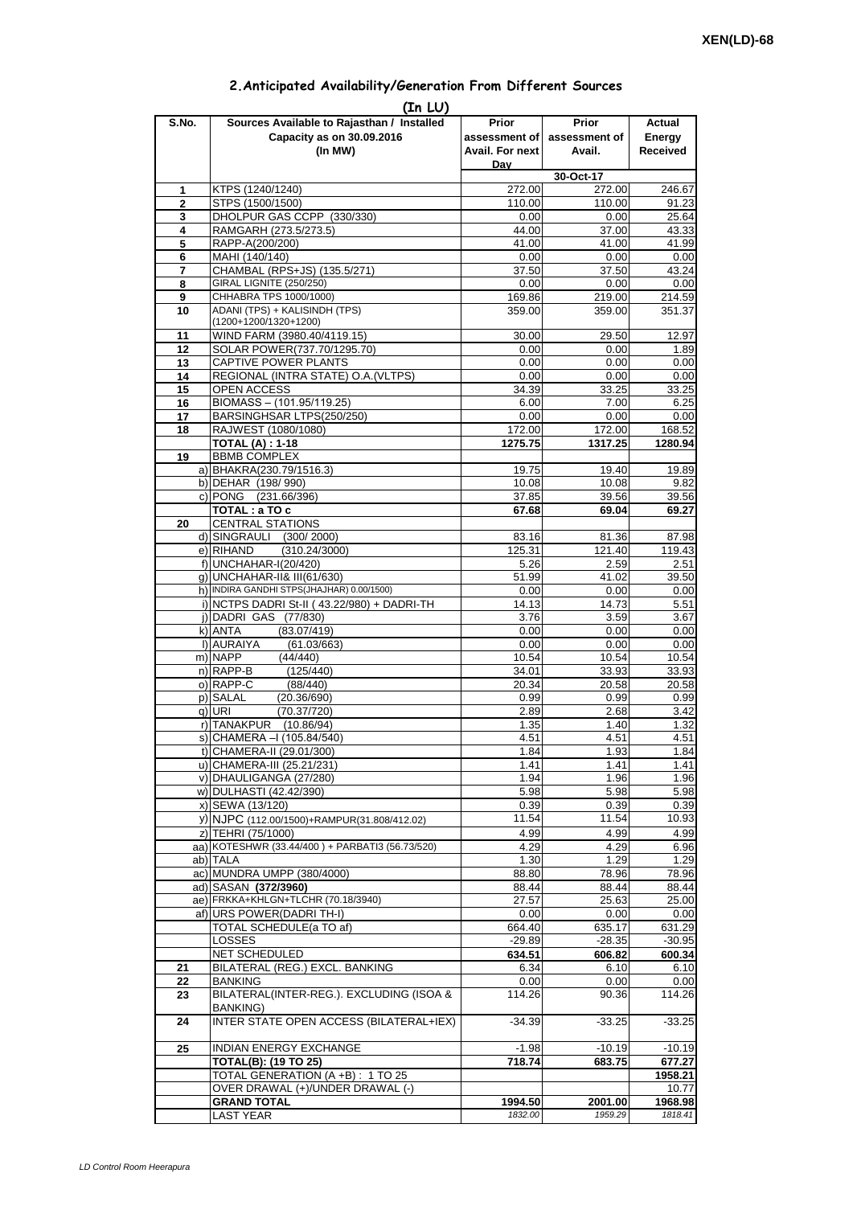**XEN(LD)-68**

## 2.Anticipated Availability/Generation From Different Sources

**(In LU)**

| S.No. | Sources Available to Rajasthan / Installed Capacity as on 30.09.2016 (In MW) | Prior assessment of Avail. For next Day | Prior assessment of Avail. | Actual Energy Received |
|---|---|---|---|---|
| | | | 30-Oct-17 | |
| 1 | KTPS (1240/1240) | 272.00 | 272.00 | 246.67 |
| 2 | STPS (1500/1500) | 110.00 | 110.00 | 91.23 |
| 3 | DHOLPUR GAS CCPP (330/330) | 0.00 | 0.00 | 25.64 |
| 4 | RAMGARH (273.5/273.5) | 44.00 | 37.00 | 43.33 |
| 5 | RAPP-A(200/200) | 41.00 | 41.00 | 41.99 |
| 6 | MAHI (140/140) | 0.00 | 0.00 | 0.00 |
| 7 | CHAMBAL (RPS+JS) (135.5/271) | 37.50 | 37.50 | 43.24 |
| 8 | GIRAL LIGNITE (250/250) | 0.00 | 0.00 | 0.00 |
| 9 | CHHABRA TPS 1000/1000) | 169.86 | 219.00 | 214.59 |
| 10 | ADANI (TPS) + KALISINDH (TPS) (1200+1200/1320+1200) | 359.00 | 359.00 | 351.37 |
| 11 | WIND FARM (3980.40/4119.15) | 30.00 | 29.50 | 12.97 |
| 12 | SOLAR POWER(737.70/1295.70) | 0.00 | 0.00 | 1.89 |
| 13 | CAPTIVE POWER PLANTS | 0.00 | 0.00 | 0.00 |
| 14 | REGIONAL (INTRA STATE) O.A.(VLTPS) | 0.00 | 0.00 | 0.00 |
| 15 | OPEN ACCESS | 34.39 | 33.25 | 33.25 |
| 16 | BIOMASS – (101.95/119.25) | 6.00 | 7.00 | 6.25 |
| 17 | BARSINGHSAR LTPS(250/250) | 0.00 | 0.00 | 0.00 |
| 18 | RAJWEST (1080/1080) | 172.00 | 172.00 | 168.52 |
| | **TOTAL (A) : 1-18** | **1275.75** | **1317.25** | **1280.94** |
| 19 | BBMB COMPLEX | | | |
| | a) BHAKRA(230.79/1516.3) | 19.75 | 19.40 | 19.89 |
| | b) DEHAR (198/ 990) | 10.08 | 10.08 | 9.82 |
| | c) PONG (231.66/396) | 37.85 | 39.56 | 39.56 |
| | **TOTAL : a TO c** | **67.68** | **69.04** | **69.27** |
| 20 | CENTRAL STATIONS | | | |
| | d) SINGRAULI (300/ 2000) | 83.16 | 81.36 | 87.98 |
| | e) RIHAND (310.24/3000) | 125.31 | 121.40 | 119.43 |
| | f) UNCHAHAR-I(20/420) | 5.26 | 2.59 | 2.51 |
| | g) UNCHAHAR-II& III(61/630) | 51.99 | 41.02 | 39.50 |
| | h) INDIRA GANDHI STPS(JHAJHAR) 0.00/1500) | 0.00 | 0.00 | 0.00 |
| | i) NCTPS DADRI St-II ( 43.22/980) + DADRI-TH | 14.13 | 14.73 | 5.51 |
| | j) DADRI GAS (77/830) | 3.76 | 3.59 | 3.67 |
| | k) ANTA (83.07/419) | 0.00 | 0.00 | 0.00 |
| | l) AURAIYA (61.03/663) | 0.00 | 0.00 | 0.00 |
| | m) NAPP (44/440) | 10.54 | 10.54 | 10.54 |
| | n) RAPP-B (125/440) | 34.01 | 33.93 | 33.93 |
| | o) RAPP-C (88/440) | 20.34 | 20.58 | 20.58 |
| | p) SALAL (20.36/690) | 0.99 | 0.99 | 0.99 |
| | q) URI (70.37/720) | 2.89 | 2.68 | 3.42 |
| | r) TANAKPUR (10.86/94) | 1.35 | 1.40 | 1.32 |
| | s) CHAMERA –I (105.84/540) | 4.51 | 4.51 | 4.51 |
| | t) CHAMERA-II (29.01/300) | 1.84 | 1.93 | 1.84 |
| | u) CHAMERA-III (25.21/231) | 1.41 | 1.41 | 1.41 |
| | v) DHAULIGANGA (27/280) | 1.94 | 1.96 | 1.96 |
| | w) DULHASTI (42.42/390) | 5.98 | 5.98 | 5.98 |
| | x) SEWA (13/120) | 0.39 | 0.39 | 0.39 |
| | y) NJPC (112.00/1500)+RAMPUR(31.808/412.02) | 11.54 | 11.54 | 10.93 |
| | z) TEHRI (75/1000) | 4.99 | 4.99 | 4.99 |
| | aa) KOTESHWR (33.44/400 ) + PARBATI3 (56.73/520) | 4.29 | 4.29 | 6.96 |
| | ab) TALA | 1.30 | 1.29 | 1.29 |
| | ac) MUNDRA UMPP (380/4000) | 88.80 | 78.96 | 78.96 |
| | ad) SASAN **(372/3960)** | 88.44 | 88.44 | 88.44 |
| | ae) FRKKA+KHLGN+TLCHR (70.18/3940) | 27.57 | 25.63 | 25.00 |
| | af) URS POWER(DADRI TH-I) | 0.00 | 0.00 | 0.00 |
| | TOTAL SCHEDULE(a TO af) | 664.40 | 635.17 | 631.29 |
| | LOSSES | -29.89 | -28.35 | -30.95 |
| | NET SCHEDULED | **634.51** | **606.82** | **600.34** |
| 21 | BILATERAL (REG.) EXCL. BANKING | 6.34 | 6.10 | 6.10 |
| 22 | BANKING | 0.00 | 0.00 | 0.00 |
| 23 | BILATERAL(INTER-REG.). EXCLUDING (ISOA & BANKING) | 114.26 | 90.36 | 114.26 |
| 24 | INTER STATE OPEN ACCESS (BILATERAL+IEX) | -34.39 | -33.25 | -33.25 |
| 25 | INDIAN ENERGY EXCHANGE | -1.98 | -10.19 | -10.19 |
| | **TOTAL(B): (19 TO 25)** | **718.74** | **683.75** | **677.27** |
| | TOTAL GENERATION (A +B) : 1 TO 25 | | | **1958.21** |
| | OVER DRAWAL (+)/UNDER DRAWAL (-) | | | 10.77 |
| | **GRAND TOTAL** | **1994.50** | **2001.00** | **1968.98** |
| | LAST YEAR | *1832.00* | *1959.29* | *1818.41* |

*LD Control Room Heerapura*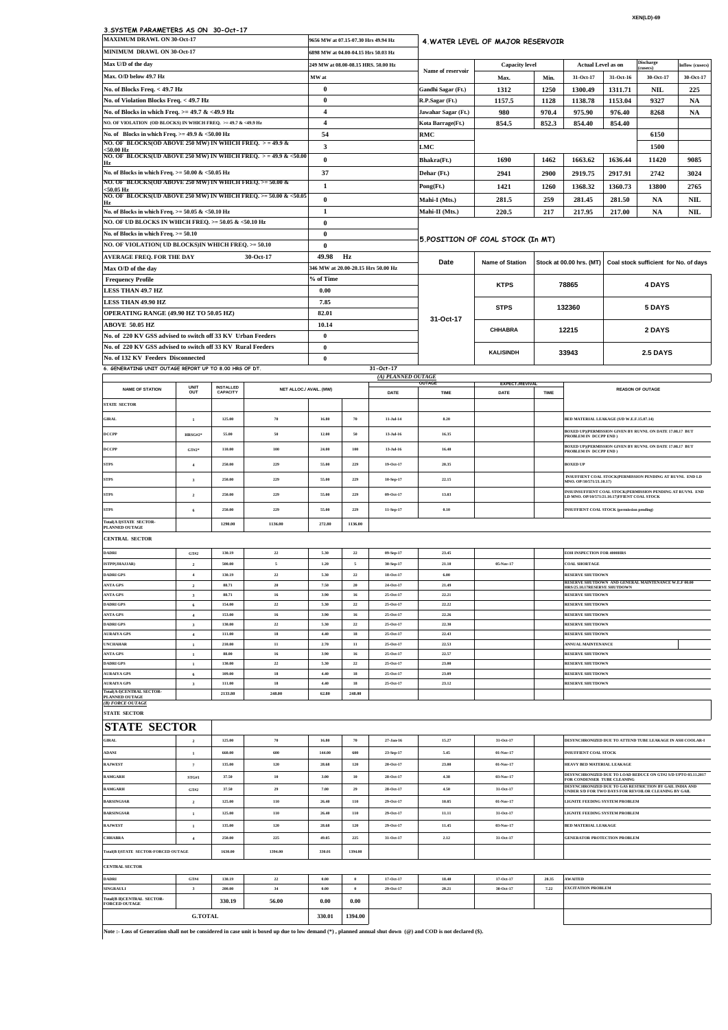XEN(LD)-69

### 3. SYSTEM PARAMETERS AS ON 30-Oct-17

| | | |
|---|---|---|
| MAXIMUM DRAWL ON 30-Oct-17 | | 9656 MW at 07.15-07.30 Hrs 49.94 Hz |
| MINIMUM DRAWL ON 30-Oct-17 | | 6898 MW at 04.00-04.15 Hrs 50.03 Hz |
| Max U/D of the day | | 249 MW at 08.00-08.15 HRS. 50.00 Hz |
| Max. O/D below 49.7 Hz | | MW at |
| No. of Blocks Freq. < 49.7 Hz | | 0 |
| No. of Violation Blocks Freq. < 49.7 Hz | | 0 |
| No. of Blocks in which Freq. >= 49.7 & <49.9 Hz | | 4 |
| NO. OF VIOLATION (OD BLOCKS) IN WHICH FREQ. >= 49.7 & <49.9 Hz | | 4 |
| No. of Blocks in which Freq. >= 49.9 & <50.00 Hz | | 54 |
| NO. OF BLOCKS(OD ABOVE 250 MW) IN WHICH FREQ. > = 49.9 & <50.00 Hz | | 3 |
| NO. OF BLOCKS(UD ABOVE 250 MW) IN WHICH FREQ. > = 49.9 & <50.00 Hz | | 0 |
| No. of Blocks in which Freq. >= 50.00 & <50.05 Hz | | 37 |
| NO. OF BLOCKS(OD ABOVE 250 MW) IN WHICH FREQ. >= 50.00 & <50.05 Hz | | 1 |
| NO. OF BLOCKS(UD ABOVE 250 MW) IN WHICH FREQ. >= 50.00 & <50.05 Hz | | 0 |
| No. of Blocks in which Freq. >= 50.05 & <50.10 Hz | | 1 |
| NO. OF UD BLOCKS IN WHICH FREQ. >= 50.05 & <50.10 Hz | | 0 |
| No. of Blocks in which Freq. >= 50.10 | | 0 |
| NO. OF VIOLATION( UD BLOCKS)IN WHICH FREQ. >= 50.10 | | 0 |
| AVERAGE FREQ. FOR THE DAY | 30-Oct-17 | 49.98 Hz |
| Max O/D of the day | | 346 MW at 20.00-20.15 Hrs 50.00 Hz |
| Frequency Profile | | % of Time |
| LESS THAN 49.7 HZ | | 0.00 |
| LESS THAN 49.90 HZ | | 7.85 |
| OPERATING RANGE (49.90 HZ TO 50.05 HZ) | | 82.01 |
| ABOVE 50.05 HZ | | 10.14 |
| No. of 220 KV GSS advised to switch off 33 KV Urban Feeders | | 0 |
| No. of 220 KV GSS advised to switch off 33 KV Rural Feeders | | 0 |
| No. of 132 KV Feeders Disconnected | | 0 |

### 4. WATER LEVEL OF MAJOR RESERVOIR

| Name of reservoir | Capacity level | | Actual Level as on | | Discharge (cusecs) | Inflow (cusecs) |
|---|---|---|---|---|---|---|
| | Max. | Min. | 31-Oct-17 | 31-Oct-16 | 30-Oct-17 | 30-Oct-17 |
| Gandhi Sagar (Ft.) | 1312 | 1250 | 1300.49 | 1311.71 | NIL | 225 |
| R.P.Sagar (Ft.) | 1157.5 | 1128 | 1138.78 | 1153.04 | 9327 | NA |
| Jawahar Sagar (Ft.) | 980 | 970.4 | 975.90 | 976.40 | 8268 | NA |
| Kota Barrage(Ft.) | 854.5 | 852.3 | 854.40 | 854.40 | | |
| RMC | | | | | 6150 | |
| LMC | | | | | 1500 | |
| Bhakra(Ft.) | 1690 | 1462 | 1663.62 | 1636.44 | 11420 | 9085 |
| Dehar (Ft.) | 2941 | 2900 | 2919.75 | 2917.91 | 2742 | 3024 |
| Pong(Ft.) | 1421 | 1260 | 1368.32 | 1360.73 | 13800 | 2765 |
| Mahi-I (Mts.) | 281.5 | 259 | 281.45 | 281.50 | NA | NIL |
| Mahi-II (Mts.) | 220.5 | 217 | 217.95 | 217.00 | NA | NIL |

### 5. POSITION OF COAL STOCK (In MT)

| Date | Name of Station | Stock at 00.00 hrs. (MT) | Coal stock sufficient for No. of days |
|---|---|---|---|
| 31-Oct-17 | KTPS | 78865 | 4 DAYS |
| | STPS | 132360 | 5 DAYS |
| | CHHABRA | 12215 | 2 DAYS |
| | KALISINDH | 33943 | 2.5 DAYS |

### 6. GENERATING UNIT OUTAGE REPORT UP TO 8.00 HRS OF DT. 31-Oct-17

| NAME OF STATION | UNIT OUT | INSTALLED CAPACITY | NET ALLOC./ AVAIL. (MW) | | | OUTAGE DATE | OUTAGE TIME | EXPECT./REVIVAL DATE | EXPECT./REVIVAL TIME | REASON OF OUTAGE |
|---|---|---|---|---|---|---|---|---|---|---|
| **(A) PLANNED OUTAGE** | | | | | | | | | | |
| **STATE SECTOR** | | | | | | | | | | |
| GIRAL | 1 | 125.00 | 70 | 16.80 | 70 | 11-Jul-14 | 8.20 | | | BED MATERIAL LEAKAGE (S/D W.E.F.15.07.14) |
| DCCPP | HRSG#2* | 55.00 | 50 | 12.00 | 50 | 13-Jul-16 | 16.35 | | | BOXED UP(PERMISSION GIVEN BY RUVNL ON DATE 17.08.17 BUT PROBLEM IN DCCPP END ) |
| DCCPP | GT#2* | 110.00 | 100 | 24.00 | 100 | 13-Jul-16 | 16.40 | | | BOXED UP(PERMISSION GIVEN BY RUVNL ON DATE 17.08.17 BUT PROBLEM IN DCCPP END ) |
| STPS | 4 | 250.00 | 229 | 55.00 | 229 | 19-Oct-17 | 20.35 | | | BOXED UP |
| STPS | 3 | 250.00 | 229 | 55.00 | 229 | 10-Sep-17 | 22.15 | | | INSUFFIENT COAL STOCK(PERMISSION PENDING AT RUVNL END LD MNO. OP/10/571/21.10.17) |
| STPS | 2 | 250.00 | 229 | 55.00 | 229 | 09-Oct-17 | 13.03 | | | INSUINSUFFIENT COAL STOCK(PERMISSION PENDING AT RUVNL END LD MNO. OP/10/571/21.10.17)FFIENT COAL STOCK |
| STPS | 6 | 250.00 | 229 | 55.00 | 229 | 11-Sep-17 | 0.10 | | | INSUFFIENT COAL STOCK (permission pending) |
| Total(A I)STATE SECTOR-PLANNED OUTAGE | | 1290.00 | 1136.00 | 272.80 | 1136.00 | | | | | |
| **CENTRAL SECTOR** | | | | | | | | | | |
| DADRI | GT#2 | 130.19 | 22 | 5.30 | 22 | 09-Sep-17 | 23.45 | | | EOH INSPECTION FOR 4000HRS |
| ISTPP(JHAJJAR) | 2 | 500.00 | 5 | 1.20 | 5 | 30-Sep-17 | 21.10 | 05-Nov-17 | | COAL SHORTAGE |
| DADRI GPS | 4 | 130.19 | 22 | 5.30 | 22 | 18-Oct-17 | 6.00 | | | RESERVE SHUTDOWN |
| ANTA GPS | 2 | 88.71 | 20 | 7.50 | 20 | 24-Oct-17 | 21.49 | | | RESERVE SHUTDOWN AND GENERAL MAINTENANCE W.E.F 00.00 HRS/25.10.17RESERVE SHUTDOWN |
| ANTA GPS | 3 | 88.71 | 16 | 3.90 | 16 | 25-Oct-17 | 22.21 | | | RESERVE SHUTDOWN |
| DADRI GPS | 6 | 154.00 | 22 | 5.30 | 22 | 25-Oct-17 | 22.22 | | | RESERVE SHUTDOWN |
| ANTA GPS | 4 | 153.00 | 16 | 3.90 | 16 | 25-Oct-17 | 22.26 | | | RESERVE SHUTDOWN |
| DADRI GPS | 3 | 130.00 | 22 | 5.30 | 22 | 25-Oct-17 | 22.30 | | | RESERVE SHUTDOWN |
| AURAIYA GPS | 4 | 111.00 | 18 | 4.40 | 18 | 25-Oct-17 | 22.43 | | | RESERVE SHUTDOWN |
| UNCHAHAR | 1 | 210.00 | 11 | 2.70 | 11 | 25-Oct-17 | 22.53 | | | ANNUAL MAINTENANCE |
| ANTA GPS | 1 | 88.00 | 16 | 3.90 | 16 | 25-Oct-17 | 22.57 | | | RESERVE SHUTDOWN |
| DADRI GPS | 1 | 130.00 | 22 | 5.30 | 22 | 25-Oct-17 | 23.00 | | | RESERVE SHUTDOWN |
| AURAIYA GPS | 6 | 109.00 | 18 | 4.40 | 18 | 25-Oct-17 | 23.09 | | | RESERVE SHUTDOWN |
| AURAIYA GPS | 3 | 111.00 | 18 | 4.40 | 18 | 25-Oct-17 | 23.12 | | | RESERVE SHUTDOWN |
| Total(A-I)CENTRAL SECTOR-PLANNED OUTAGE | | 2133.80 | 248.00 | 62.80 | 248.00 | | | | | |
| **(B) FORCE OUTAGE** | | | | | | | | | | |
| **STATE SECTOR** | | | | | | | | | | |
| GIRAL | 2 | 125.00 | 70 | 16.80 | 70 | 27-Jan-16 | 15.27 | 31-Oct-17 | | DESYNCHRONIZED DUE TO ATTEND TUBE LEAKAGE IN ASH COOLAR-I |
| ADANI | 1 | 660.00 | 600 | 144.00 | 600 | 23-Sep-17 | 5.45 | 01-Nov-17 | | INSUFFIENT COAL STOCK |
| RAJWEST | 7 | 135.00 | 120 | 28.68 | 120 | 20-Oct-17 | 23.00 | 01-Nov-17 | | HEAVY BED MATERIAL LEAKAGE |
| RAMGARH | STG#1 | 37.50 | 10 | 3.00 | 10 | 28-Oct-17 | 4.38 | 03-Nov-17 | | DESYNCHRONIZED DUE TO LOAD REDUCE ON GT#2 S/D UPTO 03.11.2017 FOR CONDENSER TUBE CLEANING |
| RAMGARH | GT#2 | 37.50 | 29 | 7.00 | 29 | 28-Oct-17 | 4.50 | 31-Oct-17 | | DESYNCHRONIZED DUE TO GAS RESTRICTION BY GAIL INDIA AND UNDER S/D FOR TWO DAYS FOR REVOILOR CLEANING BY GAIL |
| BARSINGSAR | 2 | 125.00 | 110 | 26.40 | 110 | 29-Oct-17 | 10.05 | 01-Nov-17 | | LIGNITE FEEDING SYSTEM PROBLEM |
| BARSINGSAR | 1 | 125.00 | 110 | 26.40 | 110 | 29-Oct-17 | 11.11 | 31-Oct-17 | | LIGNITE FEEDING SYSTEM PROBLEM |
| RAJWEST | 1 | 135.00 | 120 | 28.68 | 120 | 29-Oct-17 | 11.45 | 03-Nov-17 | | BED MATERIAL LEAKAGE |
| CHHABRA | 4 | 250.00 | 225 | 49.05 | 225 | 31-Oct-17 | 2.12 | 31-Oct-17 | | GENERATOR PROTECTION PROBLEM |
| Total(B I)STATE SECTOR-FORCED OUTAGE | | 1630.00 | 1394.00 | 330.01 | 1394.00 | | | | | |
| **CENTRAL SECTOR** | | | | | | | | | | |
| DADRI | GT#4 | 130.19 | 22 | 0.00 | 0 | 17-Oct-17 | 18.40 | 17-Oct-17 | 20.35 | AWAITED |
| SINGRAULI | 3 | 200.00 | 34 | 0.00 | 0 | 29-Oct-17 | 20.21 | 30-Oct-17 | 7.22 | EXCITATION PROBLEM |
| Total(B II)CENTRAL SECTOR-FORCED OUTAGE | | 330.19 | 56.00 | 0.00 | 0.00 | | | | | |
| G.TOTAL | | | | 330.01 | 1394.00 | | | | | |

Note :- Loss of Generation shall not be considered in case unit is boxed up due to low demand (*) , planned annual shut down (@) and COD is not declared ($).